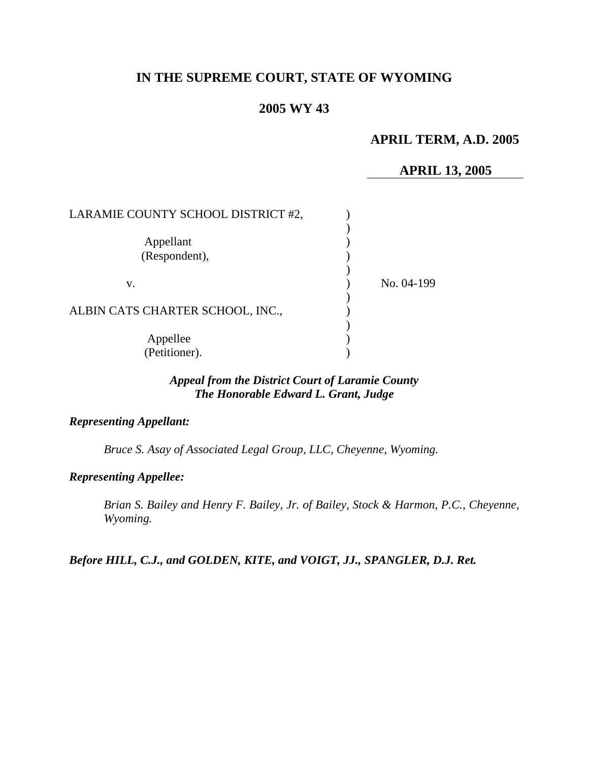# IN THE SUPREME COURT, STATE OF WYOMING

## 2005 WY 43

**APRIL TERM, A.D. 2005**

**APRIL 13, 2005**

LARAMIE COUNTY SCHOOL DISTRICT #2,

Appellant
(Respondent),

v.

No. 04-199

ALBIN CATS CHARTER SCHOOL, INC.,

Appellee
(Petitioner).

***Appeal from the District Court of Laramie County***
***The Honorable Edward L. Grant, Judge***

***Representing Appellant:***

*Bruce S. Asay of Associated Legal Group, LLC, Cheyenne, Wyoming.*

***Representing Appellee:***

*Brian S. Bailey and Henry F. Bailey, Jr. of Bailey, Stock & Harmon, P.C., Cheyenne, Wyoming.*

***Before HILL, C.J., and GOLDEN, KITE, and VOIGT, JJ., SPANGLER, D.J. Ret.***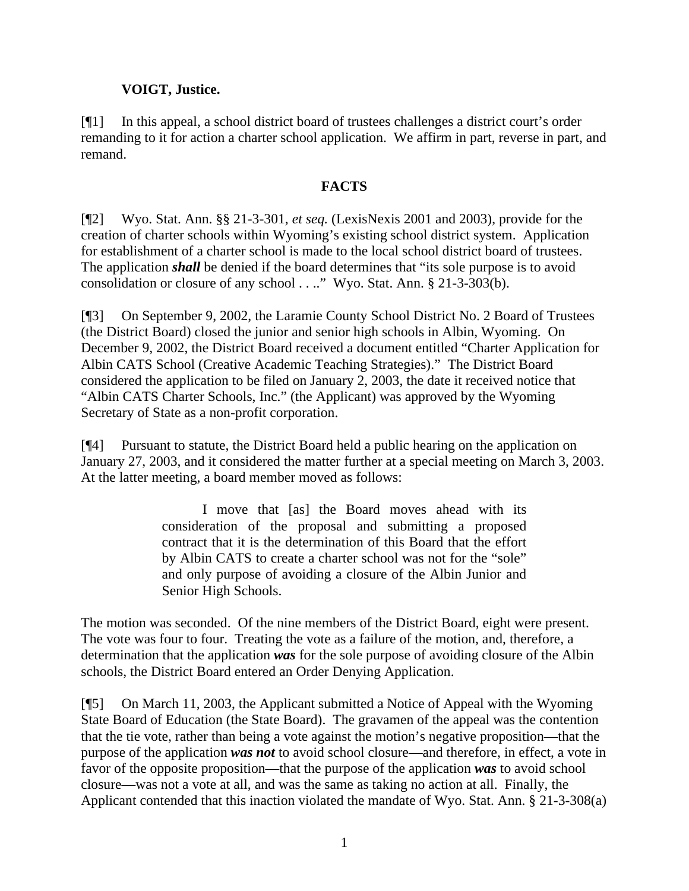**VOIGT, Justice.**

[¶1] In this appeal, a school district board of trustees challenges a district court's order remanding to it for action a charter school application. We affirm in part, reverse in part, and remand.

## FACTS

[¶2] Wyo. Stat. Ann. §§ 21-3-301, *et seq.* (LexisNexis 2001 and 2003), provide for the creation of charter schools within Wyoming's existing school district system. Application for establishment of a charter school is made to the local school district board of trustees. The application ***shall*** be denied if the board determines that "its sole purpose is to avoid consolidation or closure of any school . . .." Wyo. Stat. Ann. § 21-3-303(b).

[¶3] On September 9, 2002, the Laramie County School District No. 2 Board of Trustees (the District Board) closed the junior and senior high schools in Albin, Wyoming. On December 9, 2002, the District Board received a document entitled "Charter Application for Albin CATS School (Creative Academic Teaching Strategies)." The District Board considered the application to be filed on January 2, 2003, the date it received notice that "Albin CATS Charter Schools, Inc." (the Applicant) was approved by the Wyoming Secretary of State as a non-profit corporation.

[¶4] Pursuant to statute, the District Board held a public hearing on the application on January 27, 2003, and it considered the matter further at a special meeting on March 3, 2003. At the latter meeting, a board member moved as follows:

> I move that [as] the Board moves ahead with its consideration of the proposal and submitting a proposed contract that it is the determination of this Board that the effort by Albin CATS to create a charter school was not for the "sole" and only purpose of avoiding a closure of the Albin Junior and Senior High Schools.

The motion was seconded. Of the nine members of the District Board, eight were present. The vote was four to four. Treating the vote as a failure of the motion, and, therefore, a determination that the application ***was*** for the sole purpose of avoiding closure of the Albin schools, the District Board entered an Order Denying Application.

[¶5] On March 11, 2003, the Applicant submitted a Notice of Appeal with the Wyoming State Board of Education (the State Board). The gravamen of the appeal was the contention that the tie vote, rather than being a vote against the motion's negative proposition—that the purpose of the application ***was not*** to avoid school closure—and therefore, in effect, a vote in favor of the opposite proposition—that the purpose of the application ***was*** to avoid school closure—was not a vote at all, and was the same as taking no action at all. Finally, the Applicant contended that this inaction violated the mandate of Wyo. Stat. Ann. § 21-3-308(a)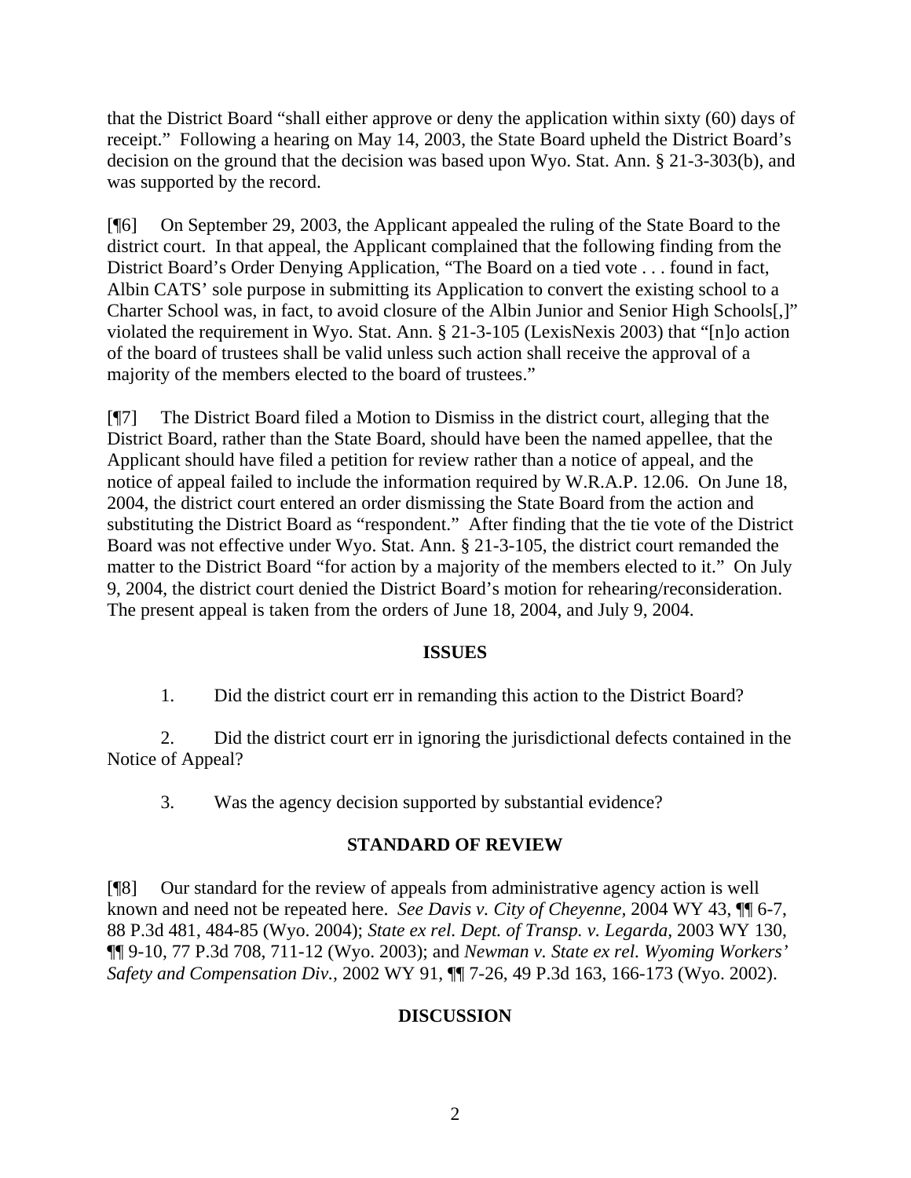that the District Board "shall either approve or deny the application within sixty (60) days of receipt." Following a hearing on May 14, 2003, the State Board upheld the District Board's decision on the ground that the decision was based upon Wyo. Stat. Ann. § 21-3-303(b), and was supported by the record.

[¶6] On September 29, 2003, the Applicant appealed the ruling of the State Board to the district court. In that appeal, the Applicant complained that the following finding from the District Board's Order Denying Application, "The Board on a tied vote . . . found in fact, Albin CATS' sole purpose in submitting its Application to convert the existing school to a Charter School was, in fact, to avoid closure of the Albin Junior and Senior High Schools[,]" violated the requirement in Wyo. Stat. Ann. § 21-3-105 (LexisNexis 2003) that "[n]o action of the board of trustees shall be valid unless such action shall receive the approval of a majority of the members elected to the board of trustees."

[¶7] The District Board filed a Motion to Dismiss in the district court, alleging that the District Board, rather than the State Board, should have been the named appellee, that the Applicant should have filed a petition for review rather than a notice of appeal, and the notice of appeal failed to include the information required by W.R.A.P. 12.06. On June 18, 2004, the district court entered an order dismissing the State Board from the action and substituting the District Board as "respondent." After finding that the tie vote of the District Board was not effective under Wyo. Stat. Ann. § 21-3-105, the district court remanded the matter to the District Board "for action by a majority of the members elected to it." On July 9, 2004, the district court denied the District Board's motion for rehearing/reconsideration. The present appeal is taken from the orders of June 18, 2004, and July 9, 2004.

## ISSUES

1. Did the district court err in remanding this action to the District Board?

2. Did the district court err in ignoring the jurisdictional defects contained in the Notice of Appeal?

3. Was the agency decision supported by substantial evidence?

## STANDARD OF REVIEW

[¶8] Our standard for the review of appeals from administrative agency action is well known and need not be repeated here. *See Davis v. City of Cheyenne,* 2004 WY 43, ¶¶ 6-7, 88 P.3d 481, 484-85 (Wyo. 2004); *State ex rel. Dept. of Transp. v. Legarda,* 2003 WY 130, ¶¶ 9-10, 77 P.3d 708, 711-12 (Wyo. 2003); and *Newman v. State ex rel. Wyoming Workers' Safety and Compensation Div.*, 2002 WY 91, ¶¶ 7-26, 49 P.3d 163, 166-173 (Wyo. 2002).

## DISCUSSION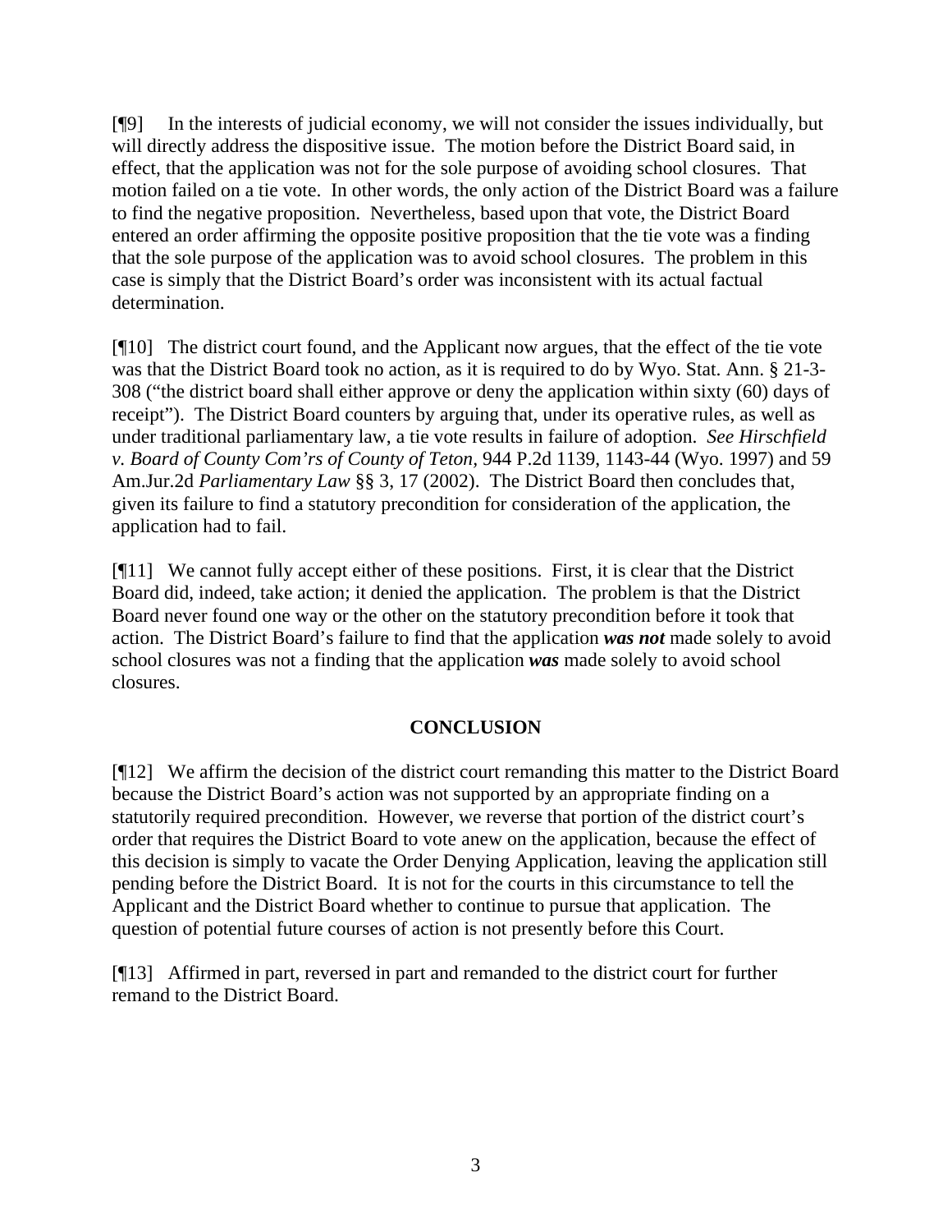[¶9] In the interests of judicial economy, we will not consider the issues individually, but will directly address the dispositive issue. The motion before the District Board said, in effect, that the application was not for the sole purpose of avoiding school closures. That motion failed on a tie vote. In other words, the only action of the District Board was a failure to find the negative proposition. Nevertheless, based upon that vote, the District Board entered an order affirming the opposite positive proposition that the tie vote was a finding that the sole purpose of the application was to avoid school closures. The problem in this case is simply that the District Board's order was inconsistent with its actual factual determination.

[¶10] The district court found, and the Applicant now argues, that the effect of the tie vote was that the District Board took no action, as it is required to do by Wyo. Stat. Ann. § 21-3-308 ("the district board shall either approve or deny the application within sixty (60) days of receipt"). The District Board counters by arguing that, under its operative rules, as well as under traditional parliamentary law, a tie vote results in failure of adoption. *See Hirschfield v. Board of County Com'rs of County of Teton*, 944 P.2d 1139, 1143-44 (Wyo. 1997) and 59 Am.Jur.2d *Parliamentary Law* §§ 3, 17 (2002). The District Board then concludes that, given its failure to find a statutory precondition for consideration of the application, the application had to fail.

[¶11] We cannot fully accept either of these positions. First, it is clear that the District Board did, indeed, take action; it denied the application. The problem is that the District Board never found one way or the other on the statutory precondition before it took that action. The District Board's failure to find that the application ***was not*** made solely to avoid school closures was not a finding that the application ***was*** made solely to avoid school closures.

## CONCLUSION

[¶12] We affirm the decision of the district court remanding this matter to the District Board because the District Board's action was not supported by an appropriate finding on a statutorily required precondition. However, we reverse that portion of the district court's order that requires the District Board to vote anew on the application, because the effect of this decision is simply to vacate the Order Denying Application, leaving the application still pending before the District Board. It is not for the courts in this circumstance to tell the Applicant and the District Board whether to continue to pursue that application. The question of potential future courses of action is not presently before this Court.

[¶13] Affirmed in part, reversed in part and remanded to the district court for further remand to the District Board.